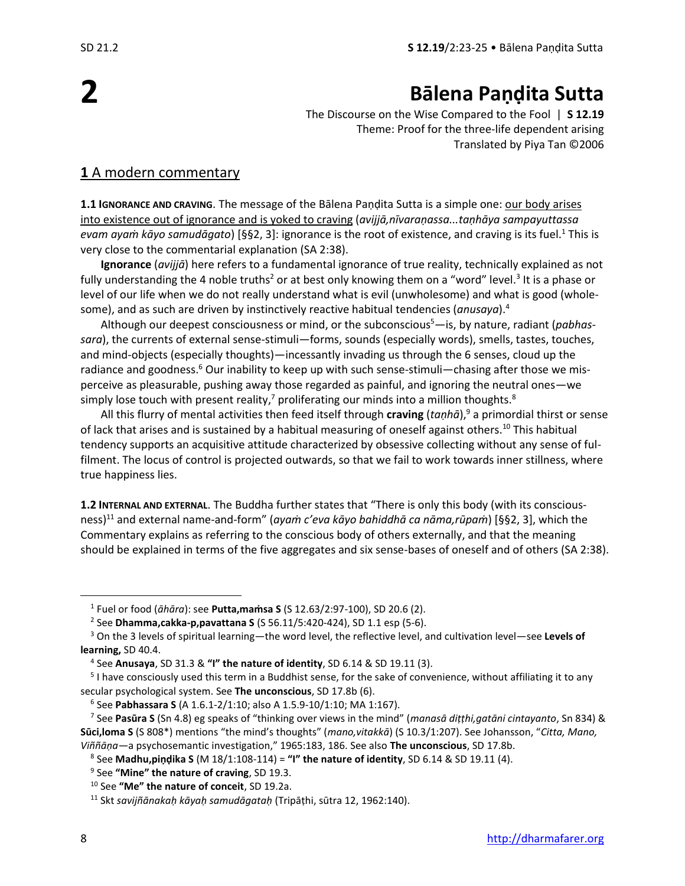# 2

# Bālena Paṇḍita Sutta

The Discourse on the Wise Compared to the Fool | **S 12.19**
Theme: Proof for the three-life dependent arising
Translated by Piya Tan ©2006

## **1** A modern commentary

**1.1 IGNORANCE AND CRAVING**. The message of the Bālena Paṇḍita Sutta is a simple one: our body arises into existence out of ignorance and is yoked to craving (*avijjā,nīvaraṇassa...taṇhāya sampayuttassa evam ayaṁ kāyo samudāgato*) [§§2, 3]: ignorance is the root of existence, and craving is its fuel.[1] This is very close to the commentarial explanation (SA 2:38).

**Ignorance** (*avijjā*) here refers to a fundamental ignorance of true reality, technically explained as not fully understanding the 4 noble truths[2] or at best only knowing them on a "word" level.[3] It is a phase or level of our life when we do not really understand what is evil (unwholesome) and what is good (wholesome), and as such are driven by instinctively reactive habitual tendencies (*anusaya*).[4]

Although our deepest consciousness or mind, or the subconscious[5]—is, by nature, radiant (*pabhassara*), the currents of external sense-stimuli—forms, sounds (especially words), smells, tastes, touches, and mind-objects (especially thoughts)—incessantly invading us through the 6 senses, cloud up the radiance and goodness.[6] Our inability to keep up with such sense-stimuli—chasing after those we misperceive as pleasurable, pushing away those regarded as painful, and ignoring the neutral ones—we simply lose touch with present reality,[7] proliferating our minds into a million thoughts.[8]

All this flurry of mental activities then feed itself through **craving** (*taṇhā*),[9] a primordial thirst or sense of lack that arises and is sustained by a habitual measuring of oneself against others.[10] This habitual tendency supports an acquisitive attitude characterized by obsessive collecting without any sense of fulfilment. The locus of control is projected outwards, so that we fail to work towards inner stillness, where true happiness lies.

**1.2 INTERNAL AND EXTERNAL**. The Buddha further states that "There is only this body (with its consciousness)[11] and external name-and-form" (*ayaṁ c'eva kāyo bahiddhā ca nāma,rūpaṁ*) [§§2, 3], which the Commentary explains as referring to the conscious body of others externally, and that the meaning should be explained in terms of the five aggregates and six sense-bases of oneself and of others (SA 2:38).

---

[1] Fuel or food (*āhāra*): see **Putta,maṁsa S** (S 12.63/2:97-100), SD 20.6 (2).

[2] See **Dhamma,cakka-p,pavattana S** (S 56.11/5:420-424), SD 1.1 esp (5-6).

[3] On the 3 levels of spiritual learning—the word level, the reflective level, and cultivation level—see **Levels of learning,** SD 40.4.

[4] See **Anusaya**, SD 31.3 & **"I" the nature of identity**, SD 6.14 & SD 19.11 (3).

[5] I have consciously used this term in a Buddhist sense, for the sake of convenience, without affiliating it to any secular psychological system. See **The unconscious**, SD 17.8b (6).

[6] See **Pabhassara S** (A 1.6.1-2/1:10; also A 1.5.9-10/1:10; MA 1:167).

[7] See **Pasūra S** (Sn 4.8) eg speaks of "thinking over views in the mind" (*manasā diṭṭhi,gatāni cintayanto*, Sn 834) & **Sūci,loma S** (S 808*) mentions "the mind's thoughts" (*mano,vitakkā*) (S 10.3/1:207). See Johansson, "*Citta, Mano, Viññāṇa*—a psychosemantic investigation," 1965:183, 186. See also **The unconscious**, SD 17.8b.

[8] See **Madhu,piṇḍika S** (M 18/1:108-114) = **"I" the nature of identity**, SD 6.14 & SD 19.11 (4).

[9] See **"Mine" the nature of craving**, SD 19.3.

[10] See **"Me" the nature of conceit**, SD 19.2a.

[11] Skt *savijñānakaḥ kāyaḥ samudāgataḥ* (Tripāṭhi, sūtra 12, 1962:140).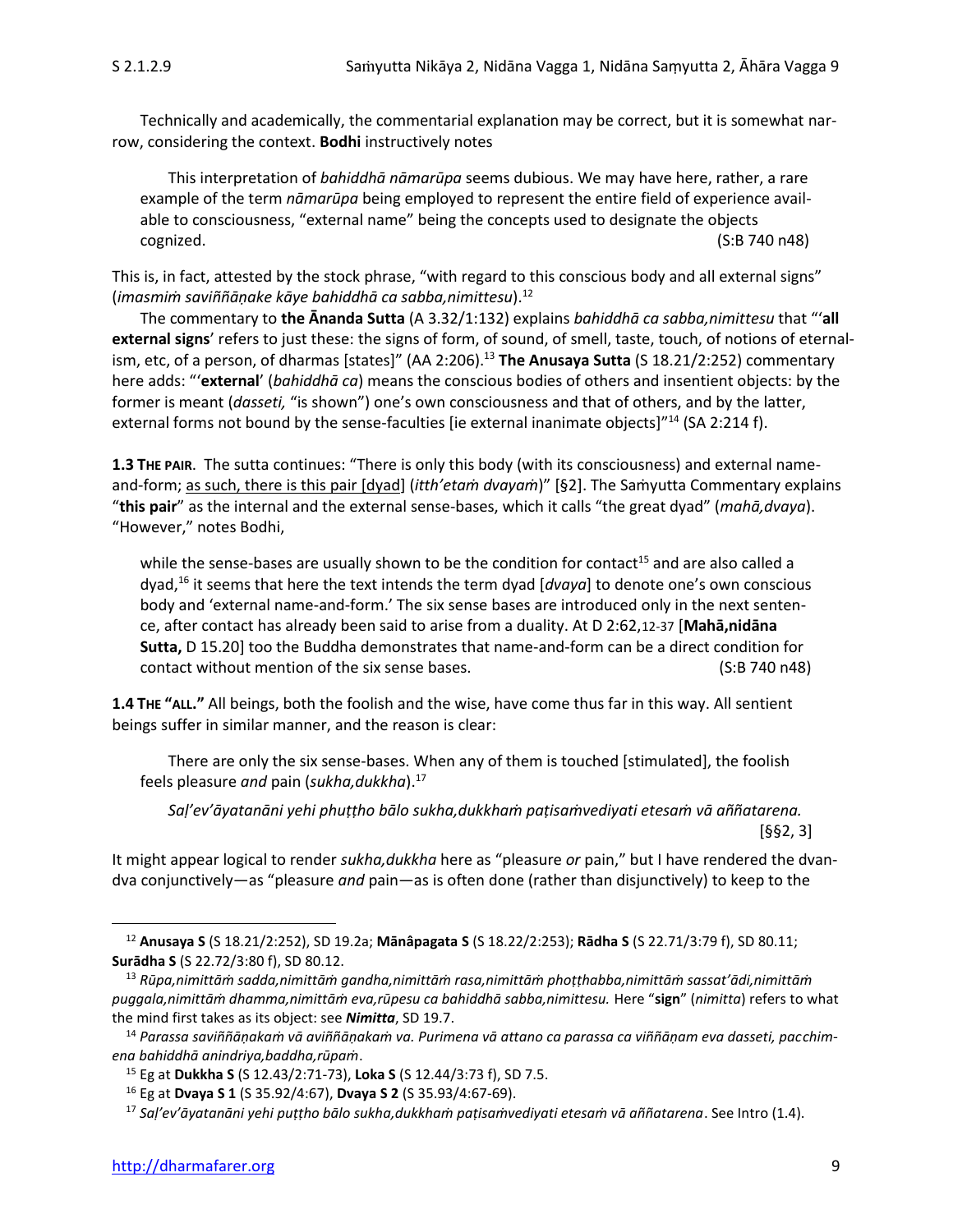Technically and academically, the commentarial explanation may be correct, but it is somewhat narrow, considering the context. **Bodhi** instructively notes

> This interpretation of *bahiddhā nāmarūpa* seems dubious. We may have here, rather, a rare example of the term *nāmarūpa* being employed to represent the entire field of experience available to consciousness, "external name" being the concepts used to designate the objects cognized. (S:B 740 n48)

This is, in fact, attested by the stock phrase, "with regard to this conscious body and all external signs" (*imasmiṁ saviññāṇake kāye bahiddhā ca sabba,nimittesu*).[12]

The commentary to **the Ānanda Sutta** (A 3.32/1:132) explains *bahiddhā ca sabba,nimittesu* that "'**all external signs**' refers to just these: the signs of form, of sound, of smell, taste, touch, of notions of eternalism, etc, of a person, of dharmas [states]" (AA 2:206).[13] **The Anusaya Sutta** (S 18.21/2:252) commentary here adds: "'**external**' (*bahiddhā ca*) means the conscious bodies of others and insentient objects: by the former is meant (*dasseti,* "is shown") one's own consciousness and that of others, and by the latter, external forms not bound by the sense-faculties [ie external inanimate objects]"[14] (SA 2:214 f).

**1.3 THE PAIR.** The sutta continues: "There is only this body (with its consciousness) and external name-and-form; as such, there is this pair [dyad] (*itth'etaṁ dvayaṁ*)" [§2]. The Saṁyutta Commentary explains "**this pair**" as the internal and the external sense-bases, which it calls "the great dyad" (*mahā,dvaya*). "However," notes Bodhi,

> while the sense-bases are usually shown to be the condition for contact[15] and are also called a dyad,[16] it seems that here the text intends the term dyad [*dvaya*] to denote one's own conscious body and 'external name-and-form.' The six sense bases are introduced only in the next sentence, after contact has already been said to arise from a duality. At D 2:62,12-37 [**Mahā,nidāna Sutta,** D 15.20] too the Buddha demonstrates that name-and-form can be a direct condition for contact without mention of the six sense bases. (S:B 740 n48)

**1.4 THE "ALL."** All beings, both the foolish and the wise, have come thus far in this way. All sentient beings suffer in similar manner, and the reason is clear:

> There are only the six sense-bases. When any of them is touched [stimulated], the foolish feels pleasure *and* pain (*sukha,dukkha*).[17]
>
> *Saḷ'ev'āyatanāni yehi phuṭṭho bālo sukha,dukkhaṁ paṭisaṁvediyati etesaṁ vā aññatarena.* [§§2, 3]

It might appear logical to render *sukha,dukkha* here as "pleasure *or* pain," but I have rendered the dvandva conjunctively—as "pleasure *and* pain—as is often done (rather than disjunctively) to keep to the

---

[12] **Anusaya S** (S 18.21/2:252), SD 19.2a; **Mānâpagata S** (S 18.22/2:253); **Rādha S** (S 22.71/3:79 f), SD 80.11; **Surādha S** (S 22.72/3:80 f), SD 80.12.

[13] *Rūpa,nimittāṁ sadda,nimittāṁ gandha,nimittāṁ rasa,nimittāṁ phoṭṭhabba,nimittāṁ sassat'ādi,nimittāṁ puggala,nimittāṁ dhamma,nimittāṁ eva,rūpesu ca bahiddhā sabba,nimittesu.* Here "**sign**" (*nimitta*) refers to what the mind first takes as its object: see ***Nimitta***, SD 19.7.

[14] *Parassa saviññāṇakaṁ vā aviññāṇakaṁ va. Purimena vā attano ca parassa ca viññāṇam eva dasseti, pacchimena bahiddhā anindriya,baddha,rūpaṁ*.

[15] Eg at **Dukkha S** (S 12.43/2:71-73), **Loka S** (S 12.44/3:73 f), SD 7.5.

[16] Eg at **Dvaya S 1** (S 35.92/4:67), **Dvaya S 2** (S 35.93/4:67-69).

[17] *Saḷ'ev'āyatanāni yehi puṭṭho bālo sukha,dukkhaṁ paṭisaṁvediyati etesaṁ vā aññatarena*. See Intro (1.4).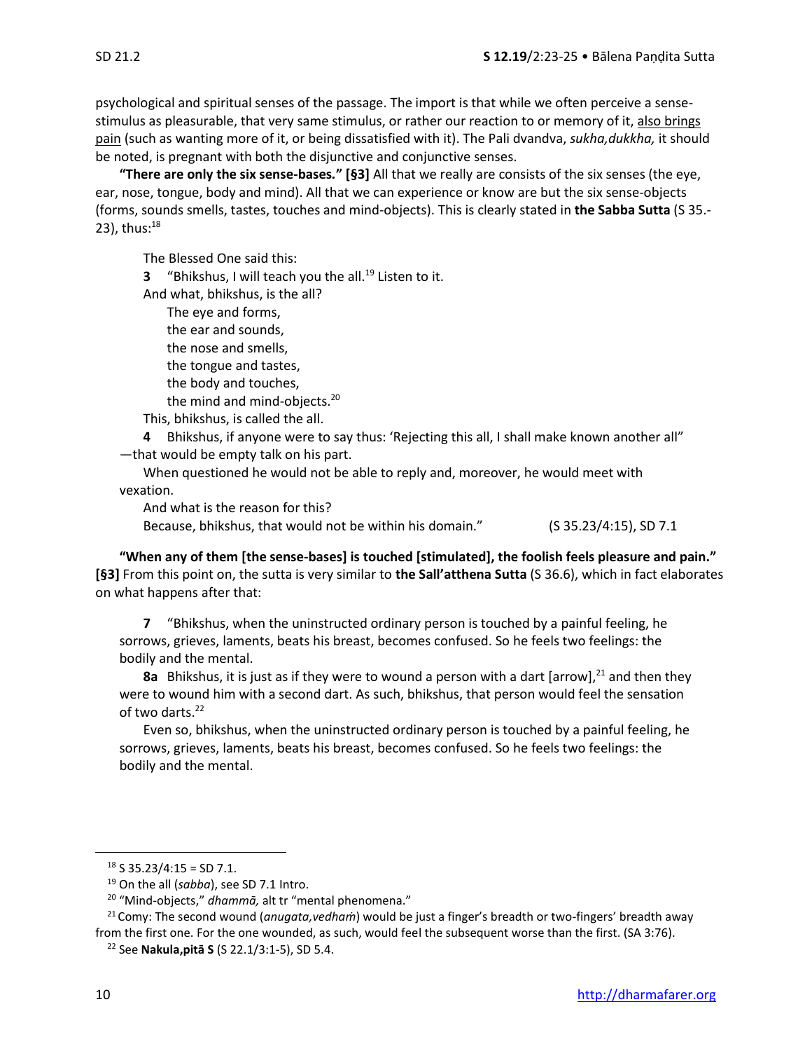psychological and spiritual senses of the passage. The import is that while we often perceive a sense-stimulus as pleasurable, that very same stimulus, or rather our reaction to or memory of it, also brings pain (such as wanting more of it, or being dissatisfied with it). The Pali dvandva, *sukha,dukkha,* it should be noted, is pregnant with both the disjunctive and conjunctive senses.

**"There are only the six sense-bases." [§3]** All that we really are consists of the six senses (the eye, ear, nose, tongue, body and mind). All that we can experience or know are but the six sense-objects (forms, sounds smells, tastes, touches and mind-objects). This is clearly stated in **the Sabba Sutta** (S 35.-23), thus:[18]

> The Blessed One said this:
>
> **3** "Bhikshus, I will teach you the all.[19] Listen to it.
>
> And what, bhikshus, is the all?
>
> The eye and forms,
> the ear and sounds,
> the nose and smells,
> the tongue and tastes,
> the body and touches,
> the mind and mind-objects.[20]
>
> This, bhikshus, is called the all.
>
> **4** Bhikshus, if anyone were to say thus: 'Rejecting this all, I shall make known another all"—that would be empty talk on his part.
>
> When questioned he would not be able to reply and, moreover, he would meet with vexation.
>
> And what is the reason for this?
>
> Because, bhikshus, that would not be within his domain." (S 35.23/4:15), SD 7.1

**"When any of them [the sense-bases] is touched [stimulated], the foolish feels pleasure and pain." [§3]** From this point on, the sutta is very similar to **the Sall'atthena Sutta** (S 36.6), which in fact elaborates on what happens after that:

> **7** "Bhikshus, when the uninstructed ordinary person is touched by a painful feeling, he sorrows, grieves, laments, beats his breast, becomes confused. So he feels two feelings: the bodily and the mental.
>
> **8a** Bhikshus, it is just as if they were to wound a person with a dart [arrow],[21] and then they were to wound him with a second dart. As such, bhikshus, that person would feel the sensation of two darts.[22]
>
> Even so, bhikshus, when the uninstructed ordinary person is touched by a painful feeling, he sorrows, grieves, laments, beats his breast, becomes confused. So he feels two feelings: the bodily and the mental.

---

[18] S 35.23/4:15 = SD 7.1.

[19] On the all (*sabba*), see SD 7.1 Intro.

[20] "Mind-objects," *dhammā,* alt tr "mental phenomena."

[21] Comy: The second wound (*anugata,vedhaṁ*) would be just a finger's breadth or two-fingers' breadth away from the first one. For the one wounded, as such, would feel the subsequent worse than the first. (SA 3:76).

[22] See **Nakula,pitā S** (S 22.1/3:1-5), SD 5.4.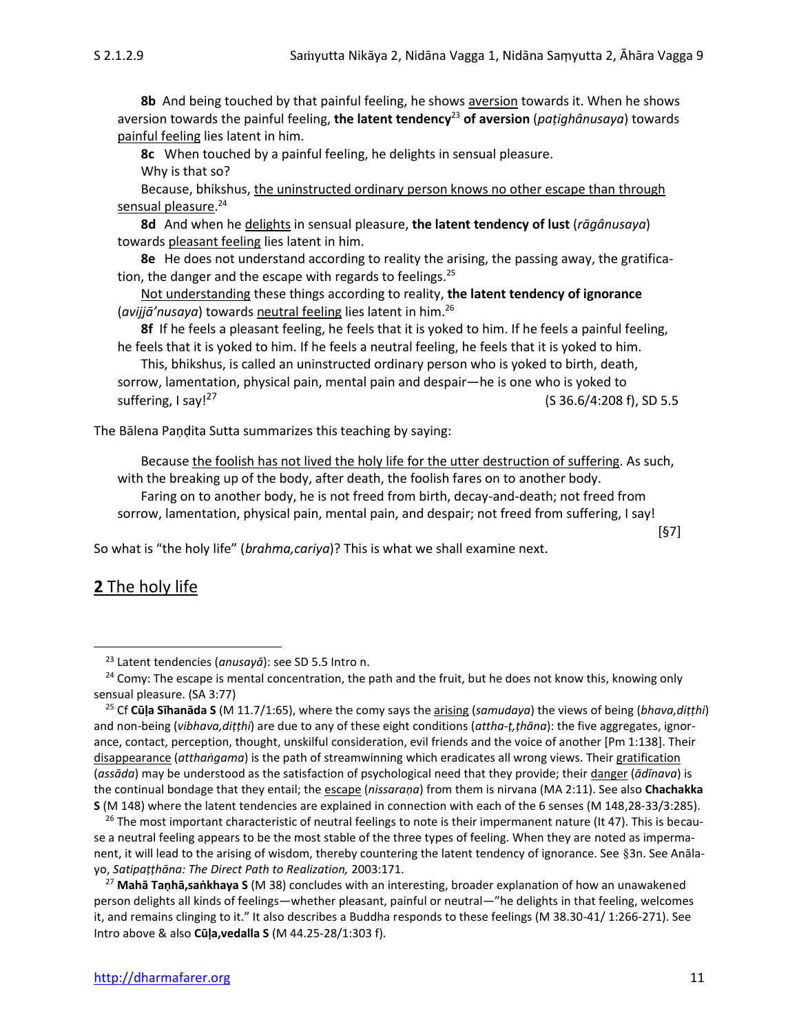**8b** And being touched by that painful feeling, he shows aversion towards it. When he shows aversion towards the painful feeling, **the latent tendency**[23] **of aversion** (*paṭighânusaya*) towards painful feeling lies latent in him.

**8c** When touched by a painful feeling, he delights in sensual pleasure.

Why is that so?

Because, bhikshus, the uninstructed ordinary person knows no other escape than through sensual pleasure.[24]

**8d** And when he delights in sensual pleasure, **the latent tendency of lust** (*rāgânusaya*) towards pleasant feeling lies latent in him.

**8e** He does not understand according to reality the arising, the passing away, the gratification, the danger and the escape with regards to feelings.[25]

Not understanding these things according to reality, **the latent tendency of ignorance** (*avijjā'nusaya*) towards neutral feeling lies latent in him.[26]

**8f** If he feels a pleasant feeling, he feels that it is yoked to him. If he feels a painful feeling, he feels that it is yoked to him. If he feels a neutral feeling, he feels that it is yoked to him.

This, bhikshus, is called an uninstructed ordinary person who is yoked to birth, death, sorrow, lamentation, physical pain, mental pain and despair—he is one who is yoked to suffering, I say![27] (S 36.6/4:208 f), SD 5.5

The Bālena Paṇḍita Sutta summarizes this teaching by saying:

> Because the foolish has not lived the holy life for the utter destruction of suffering. As such, with the breaking up of the body, after death, the foolish fares on to another body.
>
> Faring on to another body, he is not freed from birth, decay-and-death; not freed from sorrow, lamentation, physical pain, mental pain, and despair; not freed from suffering, I say! [§7]

So what is "the holy life" (*brahma,cariya*)? This is what we shall examine next.

## **2** The holy life

---

[23] Latent tendencies (*anusayā*): see SD 5.5 Intro n.

[24] Comy: The escape is mental concentration, the path and the fruit, but he does not know this, knowing only sensual pleasure. (SA 3:77)

[25] Cf **Cūḷa Sīhanāda S** (M 11.7/1:65), where the comy says the arising (*samudaya*) the views of being (*bhava,diṭṭhi*) and non-being (*vibhava,diṭṭhi*) are due to any of these eight conditions (*attha-ṭ,ṭhāna*): the five aggregates, ignorance, contact, perception, thought, unskilful consideration, evil friends and the voice of another [Pm 1:138]. Their disappearance (*atthaṅgama*) is the path of streamwinning which eradicates all wrong views. Their gratification (*assāda*) may be understood as the satisfaction of psychological need that they provide; their danger (*ādīnava*) is the continual bondage that they entail; the escape (*nissaraṇa*) from them is nirvana (MA 2:11). See also **Chachakka S** (M 148) where the latent tendencies are explained in connection with each of the 6 senses (M 148,28-33/3:285).

[26] The most important characteristic of neutral feelings to note is their impermanent nature (It 47). This is because a neutral feeling appears to be the most stable of the three types of feeling. When they are noted as impermanent, it will lead to the arising of wisdom, thereby countering the latent tendency of ignorance. See §3n. See Anālayo, *Satipaṭṭhāna: The Direct Path to Realization,* 2003:171.

[27] **Mahā Taṇhā,saṅkhaya S** (M 38) concludes with an interesting, broader explanation of how an unawakened person delights all kinds of feelings—whether pleasant, painful or neutral—"he delights in that feeling, welcomes it, and remains clinging to it." It also describes a Buddha responds to these feelings (M 38.30-41/ 1:266-271). See Intro above & also **Cūḷa,vedalla S** (M 44.25-28/1:303 f).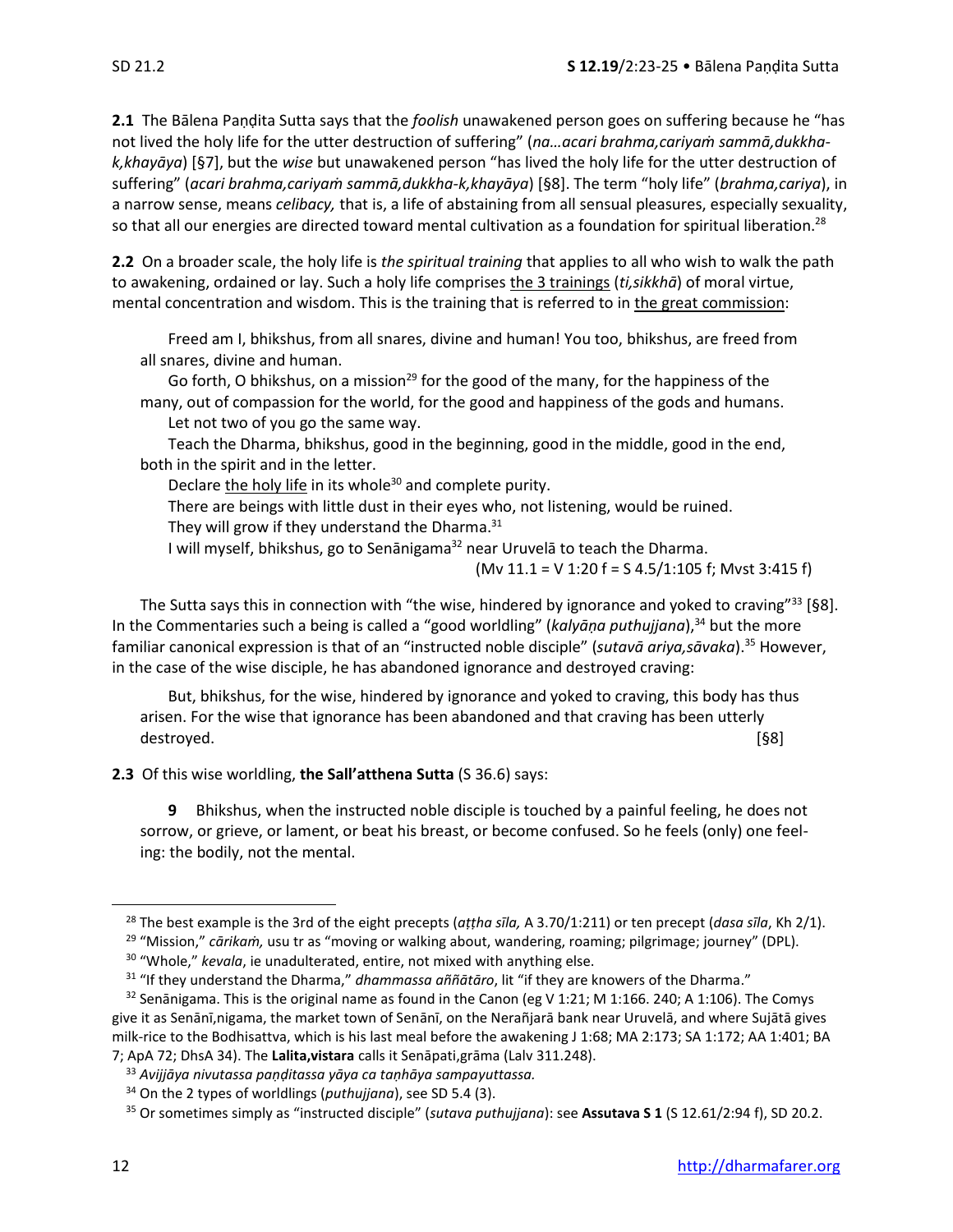**2.1** The Bālena Paṇḍita Sutta says that the *foolish* unawakened person goes on suffering because he "has not lived the holy life for the utter destruction of suffering" (*na…acari brahma,cariyaṁ sammā,dukkha-k,khayāya*) [§7], but the *wise* but unawakened person "has lived the holy life for the utter destruction of suffering" (*acari brahma,cariyaṁ sammā,dukkha-k,khayāya*) [§8]. The term "holy life" (*brahma,cariya*), in a narrow sense, means *celibacy,* that is, a life of abstaining from all sensual pleasures, especially sexuality, so that all our energies are directed toward mental cultivation as a foundation for spiritual liberation.[28]

**2.2** On a broader scale, the holy life is *the spiritual training* that applies to all who wish to walk the path to awakening, ordained or lay. Such a holy life comprises the 3 trainings (*ti,sikkhā*) of moral virtue, mental concentration and wisdom. This is the training that is referred to in the great commission:

> Freed am I, bhikshus, from all snares, divine and human! You too, bhikshus, are freed from all snares, divine and human.
>
> Go forth, O bhikshus, on a mission[29] for the good of the many, for the happiness of the many, out of compassion for the world, for the good and happiness of the gods and humans.
>
> Let not two of you go the same way.
>
> Teach the Dharma, bhikshus, good in the beginning, good in the middle, good in the end, both in the spirit and in the letter.
>
> Declare the holy life in its whole[30] and complete purity.
>
> There are beings with little dust in their eyes who, not listening, would be ruined.
>
> They will grow if they understand the Dharma.[31]
>
> I will myself, bhikshus, go to Senānigama[32] near Uruvelā to teach the Dharma.
>
> (Mv 11.1 = V 1:20 f = S 4.5/1:105 f; Mvst 3:415 f)

The Sutta says this in connection with "the wise, hindered by ignorance and yoked to craving"[33] [§8]. In the Commentaries such a being is called a "good worldling" (*kalyāṇa puthujjana*),[34] but the more familiar canonical expression is that of an "instructed noble disciple" (*sutavā ariya,sāvaka*).[35] However, in the case of the wise disciple, he has abandoned ignorance and destroyed craving:

> But, bhikshus, for the wise, hindered by ignorance and yoked to craving, this body has thus arisen. For the wise that ignorance has been abandoned and that craving has been utterly destroyed. [§8]

**2.3** Of this wise worldling, **the Sall'atthena Sutta** (S 36.6) says:

> **9** Bhikshus, when the instructed noble disciple is touched by a painful feeling, he does not sorrow, or grieve, or lament, or beat his breast, or become confused. So he feels (only) one feeling: the bodily, not the mental.

---

[28] The best example is the 3rd of the eight precepts (*aṭṭha sīla,* A 3.70/1:211) or ten precept (*dasa sīla*, Kh 2/1).

[29] "Mission," *cārikaṁ,* usu tr as "moving or walking about, wandering, roaming; pilgrimage; journey" (DPL).

[30] "Whole," *kevala*, ie unadulterated, entire, not mixed with anything else.

[31] "If they understand the Dharma," *dhammassa aññātāro*, lit "if they are knowers of the Dharma."

[32] Senānigama. This is the original name as found in the Canon (eg V 1:21; M 1:166. 240; A 1:106). The Comys give it as Senānī,nigama, the market town of Senānī, on the Nerañjarā bank near Uruvelā, and where Sujātā gives milk-rice to the Bodhisattva, which is his last meal before the awakening J 1:68; MA 2:173; SA 1:172; AA 1:401; BA 7; ApA 72; DhsA 34). The **Lalita,vistara** calls it Senāpati,grāma (Lalv 311.248).

[33] *Avijjāya nivutassa paṇḍitassa yāya ca taṇhāya sampayuttassa.*

[34] On the 2 types of worldlings (*puthujjana*), see SD 5.4 (3).

[35] Or sometimes simply as "instructed disciple" (*sutava puthujjana*): see **Assutava S 1** (S 12.61/2:94 f), SD 20.2.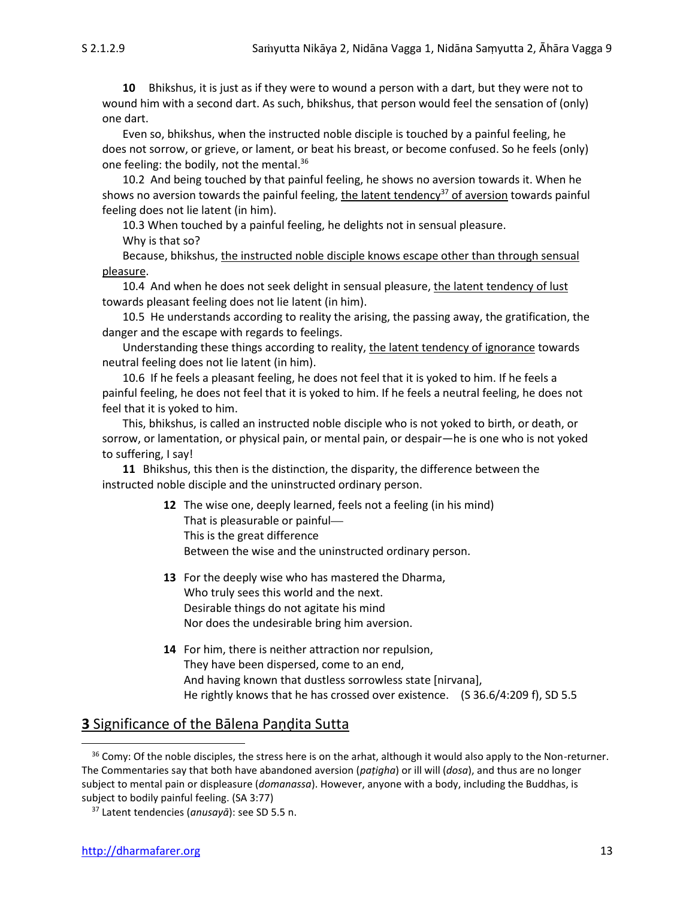**10** Bhikshus, it is just as if they were to wound a person with a dart, but they were not to wound him with a second dart. As such, bhikshus, that person would feel the sensation of (only) one dart.

Even so, bhikshus, when the instructed noble disciple is touched by a painful feeling, he does not sorrow, or grieve, or lament, or beat his breast, or become confused. So he feels (only) one feeling: the bodily, not the mental.[36]

10.2 And being touched by that painful feeling, he shows no aversion towards it. When he shows no aversion towards the painful feeling, the latent tendency[37] of aversion towards painful feeling does not lie latent (in him).

10.3 When touched by a painful feeling, he delights not in sensual pleasure.

Why is that so?

Because, bhikshus, the instructed noble disciple knows escape other than through sensual pleasure.

10.4 And when he does not seek delight in sensual pleasure, the latent tendency of lust towards pleasant feeling does not lie latent (in him).

10.5 He understands according to reality the arising, the passing away, the gratification, the danger and the escape with regards to feelings.

Understanding these things according to reality, the latent tendency of ignorance towards neutral feeling does not lie latent (in him).

10.6 If he feels a pleasant feeling, he does not feel that it is yoked to him. If he feels a painful feeling, he does not feel that it is yoked to him. If he feels a neutral feeling, he does not feel that it is yoked to him.

This, bhikshus, is called an instructed noble disciple who is not yoked to birth, or death, or sorrow, or lamentation, or physical pain, or mental pain, or despair—he is one who is not yoked to suffering, I say!

**11** Bhikshus, this then is the distinction, the disparity, the difference between the instructed noble disciple and the uninstructed ordinary person.

> **12** The wise one, deeply learned, feels not a feeling (in his mind)
> That is pleasurable or painful—
> This is the great difference
> Between the wise and the uninstructed ordinary person.
>
> **13** For the deeply wise who has mastered the Dharma,
> Who truly sees this world and the next.
> Desirable things do not agitate his mind
> Nor does the undesirable bring him aversion.
>
> **14** For him, there is neither attraction nor repulsion,
> They have been dispersed, come to an end,
> And having known that dustless sorrowless state [nirvana],
> He rightly knows that he has crossed over existence. (S 36.6/4:209 f), SD 5.5

## **3** Significance of the Bālena Paṇḍita Sutta

---

[36] Comy: Of the noble disciples, the stress here is on the arhat, although it would also apply to the Non-returner. The Commentaries say that both have abandoned aversion (*paṭigha*) or ill will (*dosa*), and thus are no longer subject to mental pain or displeasure (*domanassa*). However, anyone with a body, including the Buddhas, is subject to bodily painful feeling. (SA 3:77)

[37] Latent tendencies (*anusayā*): see SD 5.5 n.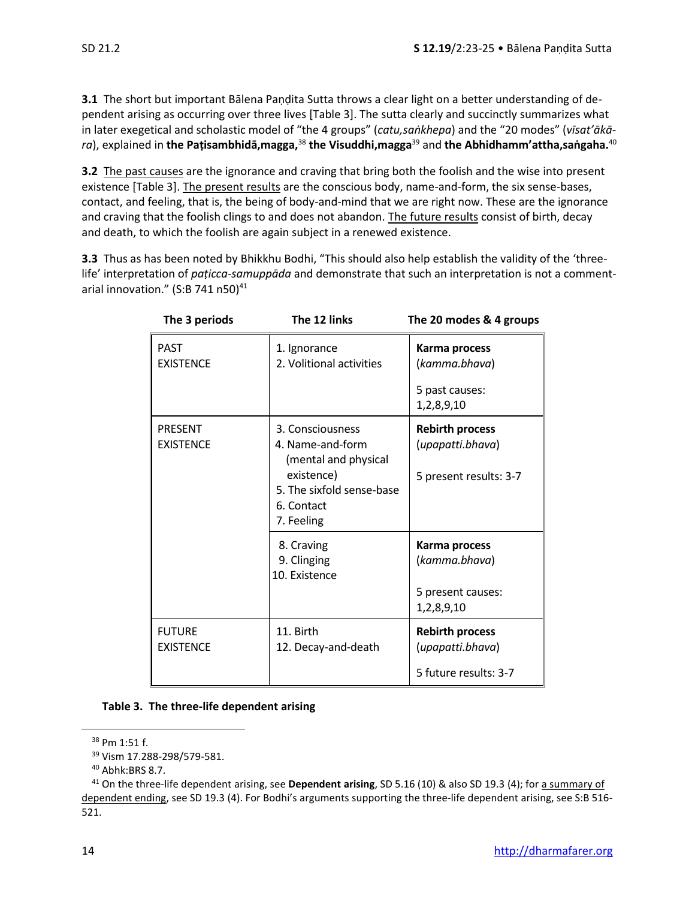**3.1** The short but important Bālena Paṇḍita Sutta throws a clear light on a better understanding of dependent arising as occurring over three lives [Table 3]. The sutta clearly and succinctly summarizes what in later exegetical and scholastic model of "the 4 groups" (*catu,saṅkhepa*) and the "20 modes" (*vīsat'ākāra*), explained in **the Paṭisambhidā,magga,**[38] **the Visuddhi,magga**[39] and **the Abhidhamm'attha,saṅgaha.**[40]

**3.2** The past causes are the ignorance and craving that bring both the foolish and the wise into present existence [Table 3]. The present results are the conscious body, name-and-form, the six sense-bases, contact, and feeling, that is, the being of body-and-mind that we are right now. These are the ignorance and craving that the foolish clings to and does not abandon. The future results consist of birth, decay and death, to which the foolish are again subject in a renewed existence.

**3.3** Thus as has been noted by Bhikkhu Bodhi, "This should also help establish the validity of the 'three-life' interpretation of *paṭicca-samuppāda* and demonstrate that such an interpretation is not a commentarial innovation." (S:B 741 n50)[41]

| The 3 periods | The 12 links | The 20 modes & 4 groups |
|---|---|---|
| PAST EXISTENCE | 1. Ignorance<br>2. Volitional activities | **Karma process** (*kamma.bhava*)<br><br>5 past causes: 1,2,8,9,10 |
| PRESENT EXISTENCE | 3. Consciousness<br>4. Name-and-form (mental and physical existence)<br>5. The sixfold sense-base<br>6. Contact<br>7. Feeling | **Rebirth process** (*upapatti.bhava*)<br><br>5 present results: 3-7 |
| | 8. Craving<br>9. Clinging<br>10. Existence | **Karma process** (*kamma.bhava*)<br><br>5 present causes: 1,2,8,9,10 |
| FUTURE EXISTENCE | 11. Birth<br>12. Decay-and-death | **Rebirth process** (*upapatti.bhava*)<br><br>5 future results: 3-7 |

**Table 3. The three-life dependent arising**

---

[38] Pm 1:51 f.

[39] Vism 17.288-298/579-581.

[40] Abhk:BRS 8.7.

[41] On the three-life dependent arising, see **Dependent arising**, SD 5.16 (10) & also SD 19.3 (4); for a summary of dependent ending, see SD 19.3 (4). For Bodhi's arguments supporting the three-life dependent arising, see S:B 516-521.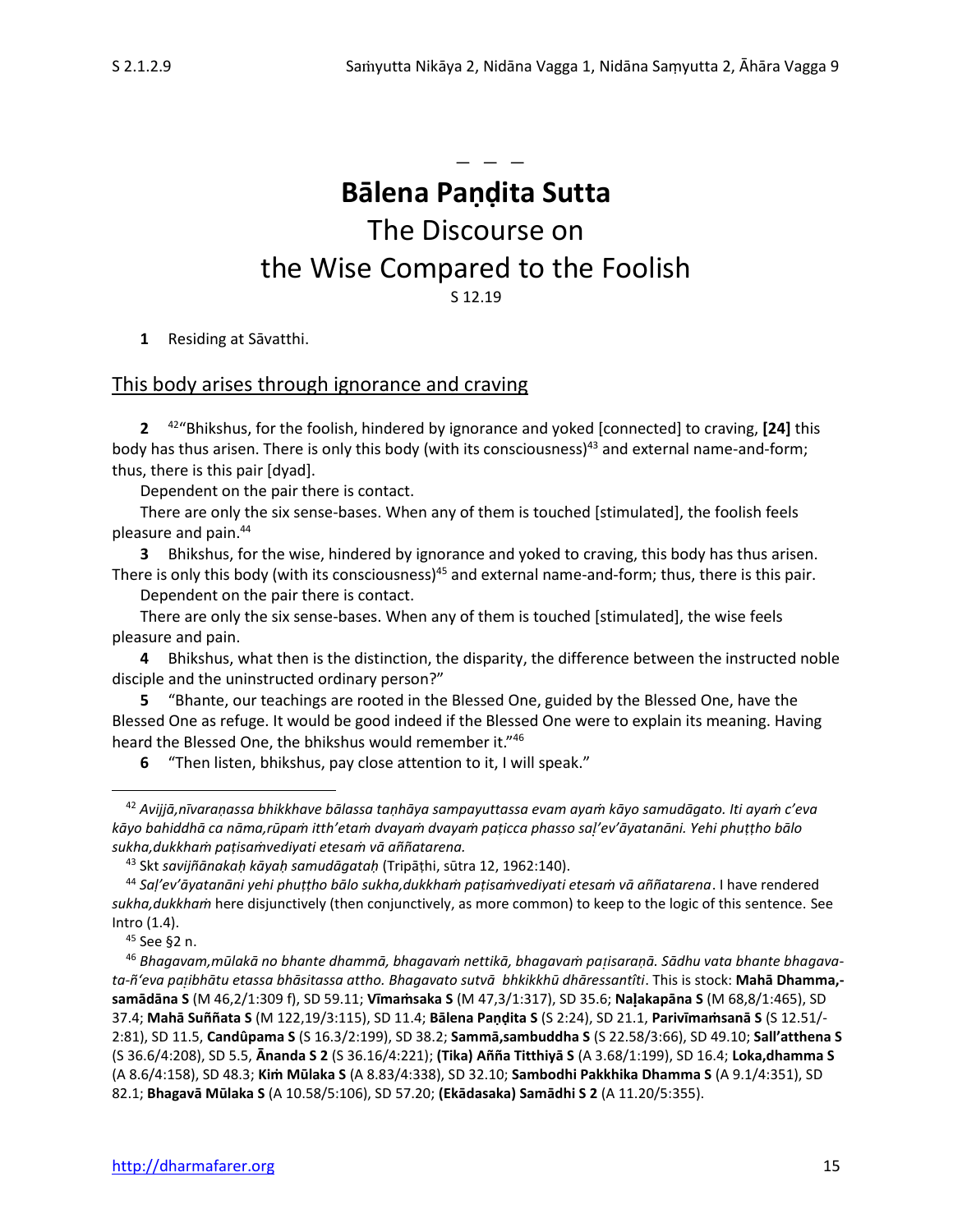— — —

# Bālena Paṇḍita Sutta

## The Discourse on the Wise Compared to the Foolish

S 12.19

**1** Residing at Sāvatthi.

## This body arises through ignorance and craving

**2** [42]"Bhikshus, for the foolish, hindered by ignorance and yoked [connected] to craving, **[24]** this body has thus arisen. There is only this body (with its consciousness)[43] and external name-and-form; thus, there is this pair [dyad].

Dependent on the pair there is contact.

There are only the six sense-bases. When any of them is touched [stimulated], the foolish feels pleasure and pain.[44]

**3** Bhikshus, for the wise, hindered by ignorance and yoked to craving, this body has thus arisen. There is only this body (with its consciousness)[45] and external name-and-form; thus, there is this pair.

Dependent on the pair there is contact.

There are only the six sense-bases. When any of them is touched [stimulated], the wise feels pleasure and pain.

**4** Bhikshus, what then is the distinction, the disparity, the difference between the instructed noble disciple and the uninstructed ordinary person?"

**5** "Bhante, our teachings are rooted in the Blessed One, guided by the Blessed One, have the Blessed One as refuge. It would be good indeed if the Blessed One were to explain its meaning. Having heard the Blessed One, the bhikshus would remember it."[46]

**6** "Then listen, bhikshus, pay close attention to it, I will speak."

---

[42] *Avijjā,nīvaraṇassa bhikkhave bālassa taṇhāya sampayuttassa evam ayaṁ kāyo samudāgato. Iti ayaṁ c'eva kāyo bahiddhā ca nāma,rūpaṁ itth'etaṁ dvayaṁ dvayaṁ paṭicca phasso saḷ'ev'āyatanāni. Yehi phuṭṭho bālo sukha,dukkhaṁ paṭisaṁvediyati etesaṁ vā aññatarena.*

[43] Skt *savijñānakaḥ kāyaḥ samudāgataḥ* (Tripāṭhi, sūtra 12, 1962:140).

[44] *Saḷ'ev'āyatanāni yehi phuṭṭho bālo sukha,dukkhaṁ paṭisaṁvediyati etesaṁ vā aññatarena*. I have rendered *sukha,dukkhaṁ* here disjunctively (then conjunctively, as more common) to keep to the logic of this sentence. See Intro (1.4).

[45] See §2 n.

[46] *Bhagavam,mūlakā no bhante dhammā, bhagavaṁ nettikā, bhagavaṁ paṭisaraṇā. Sādhu vata bhante bhagavata-ñ'eva paṭibhātu etassa bhāsitassa attho. Bhagavato sutvā bhkikkhū dhāressantîti*. This is stock: **Mahā Dhamma,-samādāna S** (M 46,2/1:309 f), SD 59.11; **Vīmaṁsaka S** (M 47,3/1:317), SD 35.6; **Naḷakapāna S** (M 68,8/1:465), SD 37.4; **Mahā Suññata S** (M 122,19/3:115), SD 11.4; **Bālena Paṇḍita S** (S 2:24), SD 21.1, **Parivīmaṁsanā S** (S 12.51/-2:81), SD 11.5, **Candûpama S** (S 16.3/2:199), SD 38.2; **Sammā,sambuddha S** (S 22.58/3:66), SD 49.10; **Sall'atthena S** (S 36.6/4:208), SD 5.5, **Ānanda S 2** (S 36.16/4:221); **(Tika) Añña Titthiyā S** (A 3.68/1:199), SD 16.4; **Loka,dhamma S** (A 8.6/4:158), SD 48.3; **Kiṁ Mūlaka S** (A 8.83/4:338), SD 32.10; **Sambodhi Pakkhika Dhamma S** (A 9.1/4:351), SD 82.1; **Bhagavā Mūlaka S** (A 10.58/5:106), SD 57.20; **(Ekādasaka) Samādhi S 2** (A 11.20/5:355).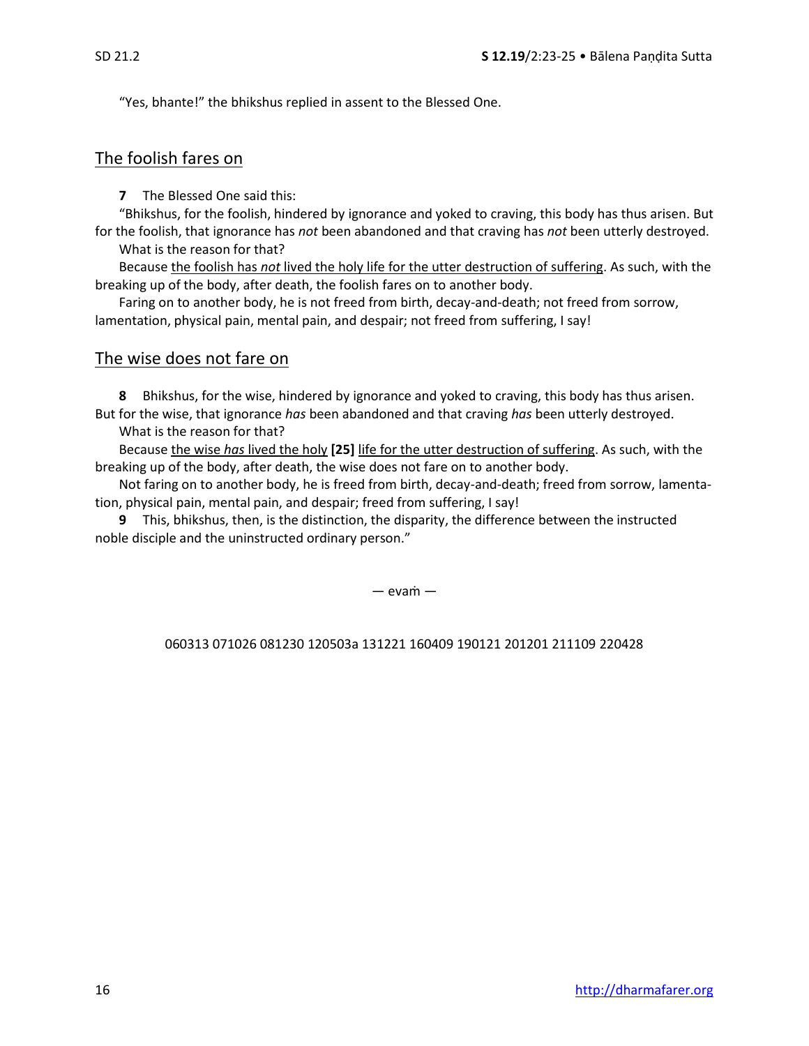"Yes, bhante!" the bhikshus replied in assent to the Blessed One.

## The foolish fares on

**7** The Blessed One said this:

"Bhikshus, for the foolish, hindered by ignorance and yoked to craving, this body has thus arisen. But for the foolish, that ignorance has *not* been abandoned and that craving has *not* been utterly destroyed.

What is the reason for that?

Because the foolish has *not* lived the holy life for the utter destruction of suffering. As such, with the breaking up of the body, after death, the foolish fares on to another body.

Faring on to another body, he is not freed from birth, decay-and-death; not freed from sorrow, lamentation, physical pain, mental pain, and despair; not freed from suffering, I say!

## The wise does not fare on

**8** Bhikshus, for the wise, hindered by ignorance and yoked to craving, this body has thus arisen. But for the wise, that ignorance *has* been abandoned and that craving *has* been utterly destroyed.

What is the reason for that?

Because the wise *has* lived the holy **[25]** life for the utter destruction of suffering. As such, with the breaking up of the body, after death, the wise does not fare on to another body.

Not faring on to another body, he is freed from birth, decay-and-death; freed from sorrow, lamentation, physical pain, mental pain, and despair; freed from suffering, I say!

**9** This, bhikshus, then, is the distinction, the disparity, the difference between the instructed noble disciple and the uninstructed ordinary person."

— evaṁ —

060313 071026 081230 120503a 131221 160409 190121 201201 211109 220428